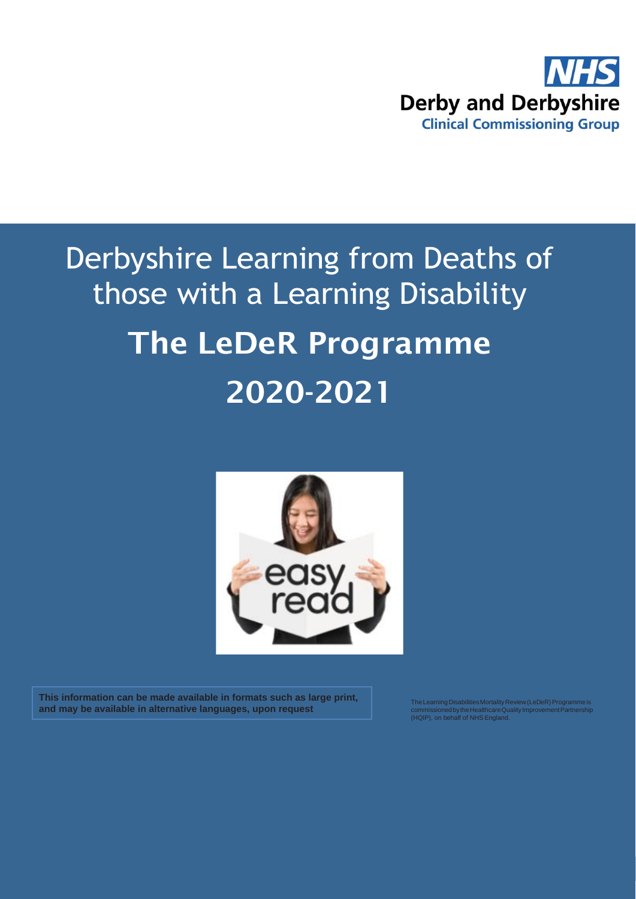NHS Derby and Derbyshire Clinical Commissioning Group

# Derbyshire Learning from Deaths of those with a Learning Disability

# The LeDeR Programme

# 2020-2021

**This information can be made available in formats such as large print, and may be available in alternative languages, upon request**

The Learning Disabilities Mortality Review (LeDeR) Programme is commissioned by the Healthcare Quality Improvement Partnership (HQIP), on behalf of NHS England.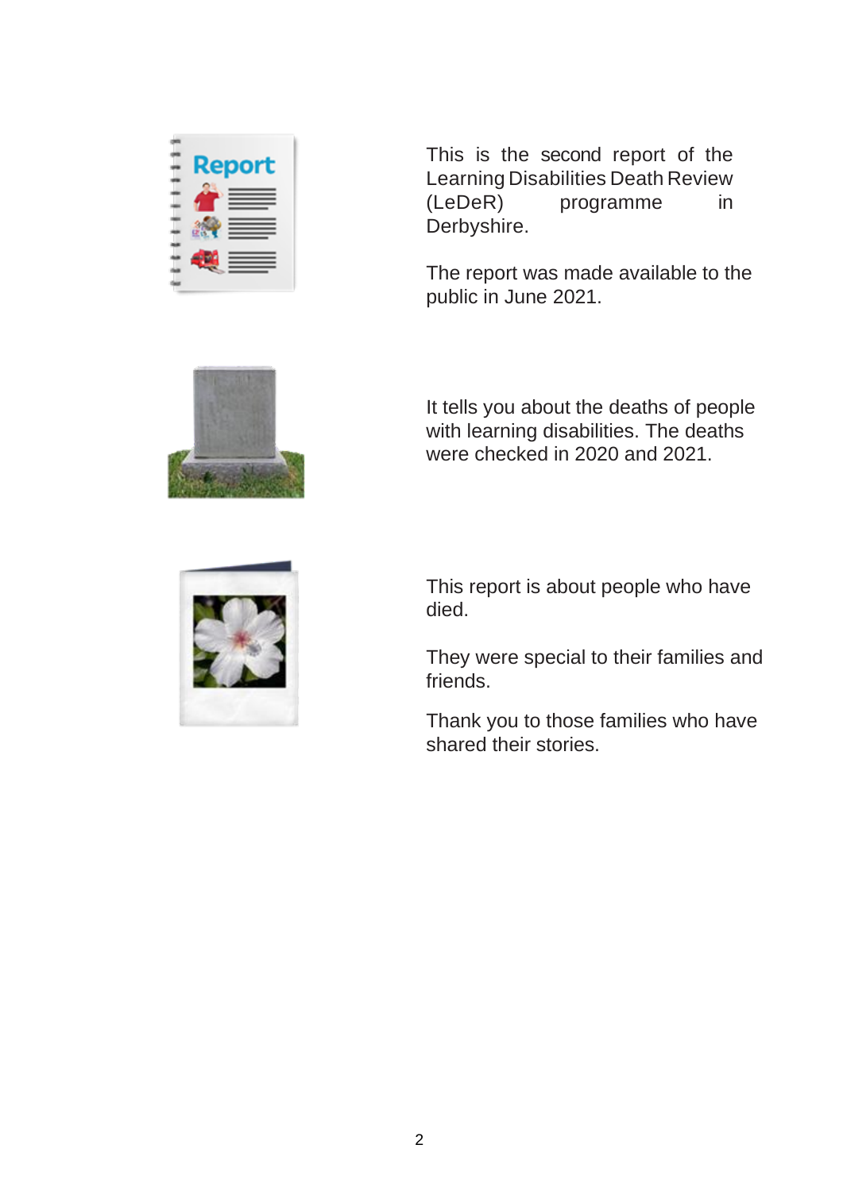This is the second report of the Learning Disabilities Death Review (LeDeR) programme in Derbyshire.

The report was made available to the public in June 2021.

It tells you about the deaths of people with learning disabilities. The deaths were checked in 2020 and 2021.

This report is about people who have died.

They were special to their families and friends.

Thank you to those families who have shared their stories.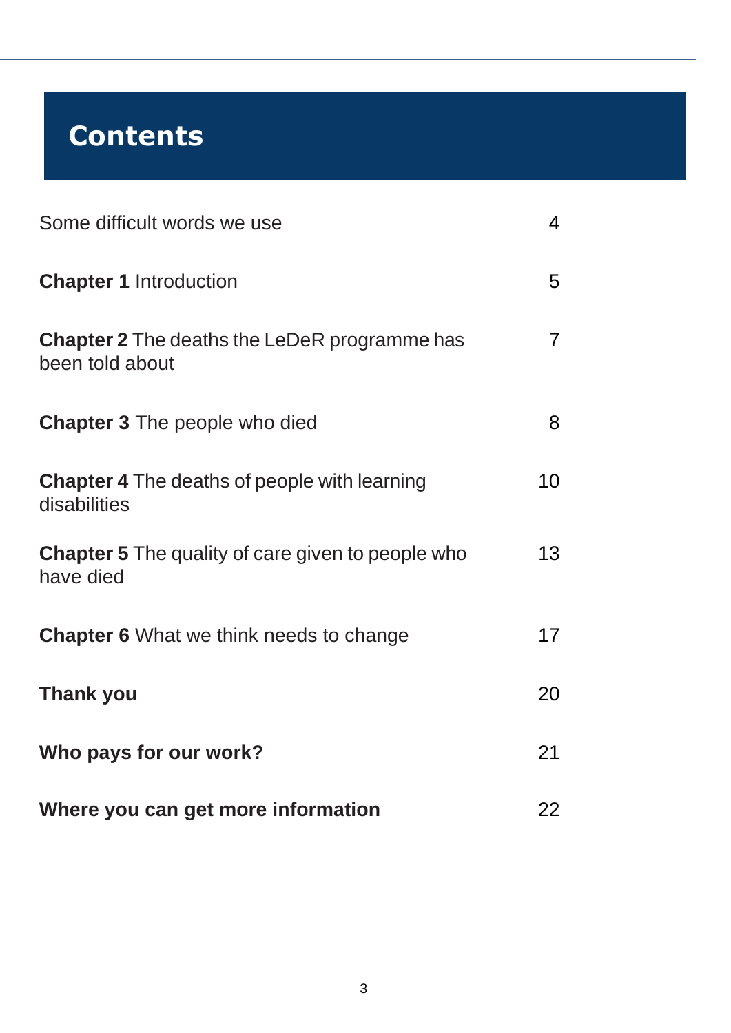# Contents

| | |
|---|---|
| Some difficult words we use | 4 |
| **Chapter 1** Introduction | 5 |
| **Chapter 2** The deaths the LeDeR programme has been told about | 7 |
| **Chapter 3** The people who died | 8 |
| **Chapter 4** The deaths of people with learning disabilities | 10 |
| **Chapter 5** The quality of care given to people who have died | 13 |
| **Chapter 6** What we think needs to change | 17 |
| **Thank you** | 20 |
| **Who pays for our work?** | 21 |
| **Where you can get more information** | 22 |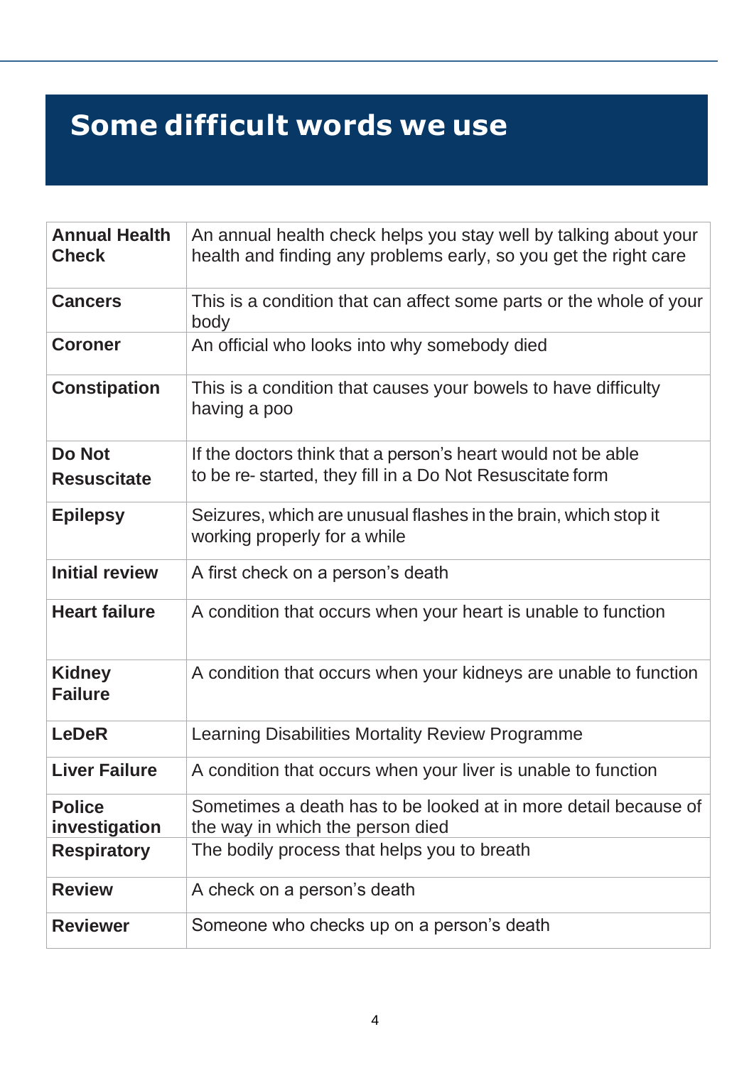## Some difficult words we use

| | |
|---|---|
| **Annual Health Check** | An annual health check helps you stay well by talking about your health and finding any problems early, so you get the right care |
| **Cancers** | This is a condition that can affect some parts or the whole of your body |
| **Coroner** | An official who looks into why somebody died |
| **Constipation** | This is a condition that causes your bowels to have difficulty having a poo |
| **Do Not Resuscitate** | If the doctors think that a person's heart would not be able to be re- started, they fill in a Do Not Resuscitate form |
| **Epilepsy** | Seizures, which are unusual flashes in the brain, which stop it working properly for a while |
| **Initial review** | A first check on a person's death |
| **Heart failure** | A condition that occurs when your heart is unable to function |
| **Kidney Failure** | A condition that occurs when your kidneys are unable to function |
| **LeDeR** | Learning Disabilities Mortality Review Programme |
| **Liver Failure** | A condition that occurs when your liver is unable to function |
| **Police investigation** | Sometimes a death has to be looked at in more detail because of the way in which the person died |
| **Respiratory** | The bodily process that helps you to breath |
| **Review** | A check on a person's death |
| **Reviewer** | Someone who checks up on a person's death |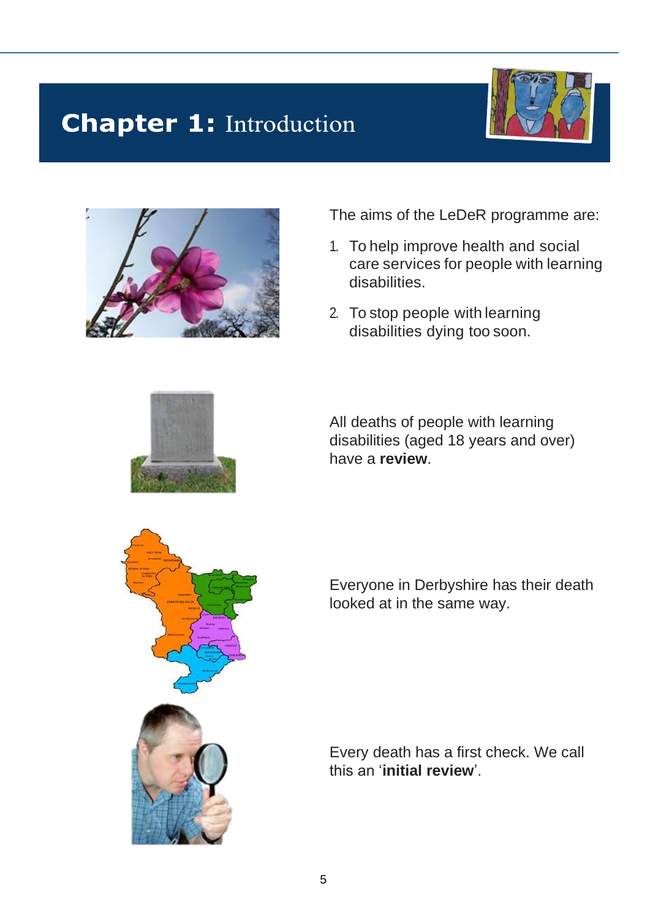# Chapter 1: Introduction

The aims of the LeDeR programme are:

1. To help improve health and social care services for people with learning disabilities.
2. To stop people with learning disabilities dying too soon.

All deaths of people with learning disabilities (aged 18 years and over) have a **review**.

Everyone in Derbyshire has their death looked at in the same way.

Every death has a first check. We call this an '**initial review**'.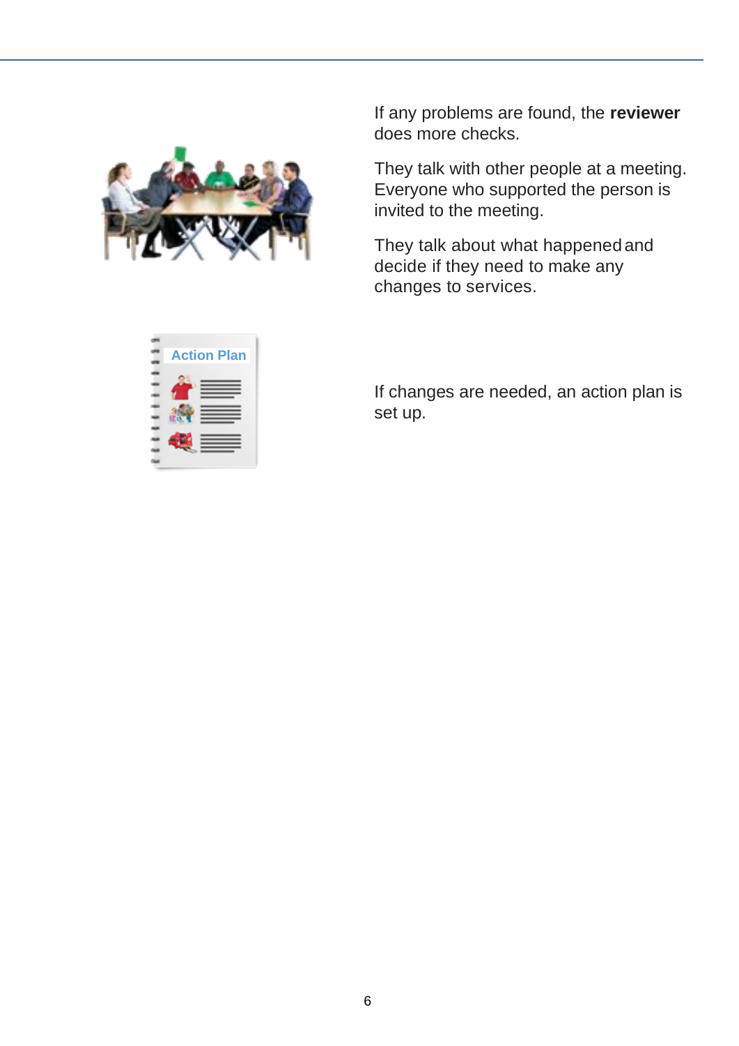If any problems are found, the **reviewer** does more checks.

They talk with other people at a meeting. Everyone who supported the person is invited to the meeting.

They talk about what happened and decide if they need to make any changes to services.

If changes are needed, an action plan is set up.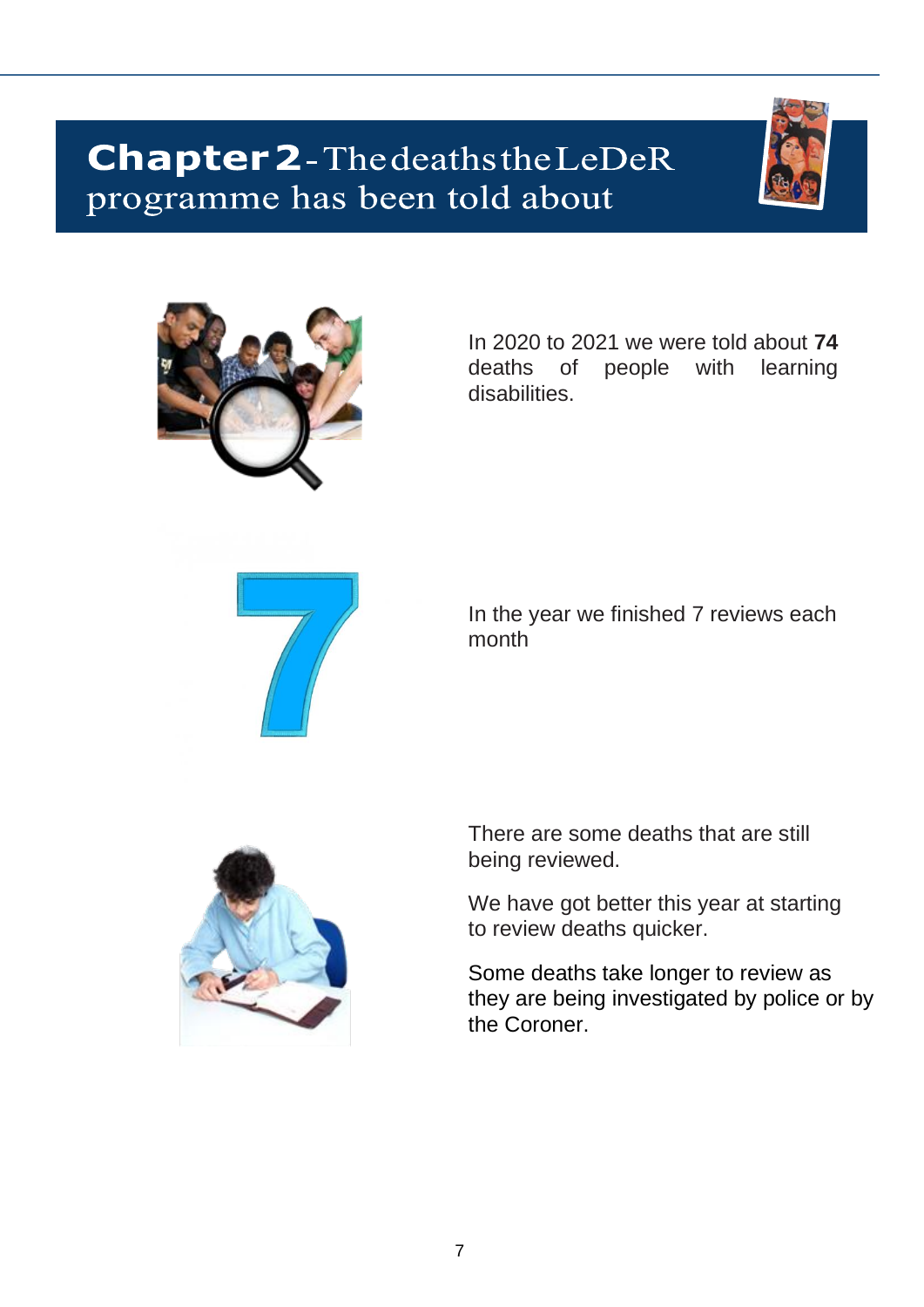# **Chapter 2** - The deaths the LeDeR programme has been told about

In 2020 to 2021 we were told about **74** deaths of people with learning disabilities.

In the year we finished 7 reviews each month

There are some deaths that are still being reviewed.

We have got better this year at starting to review deaths quicker.

Some deaths take longer to review as they are being investigated by police or by the Coroner.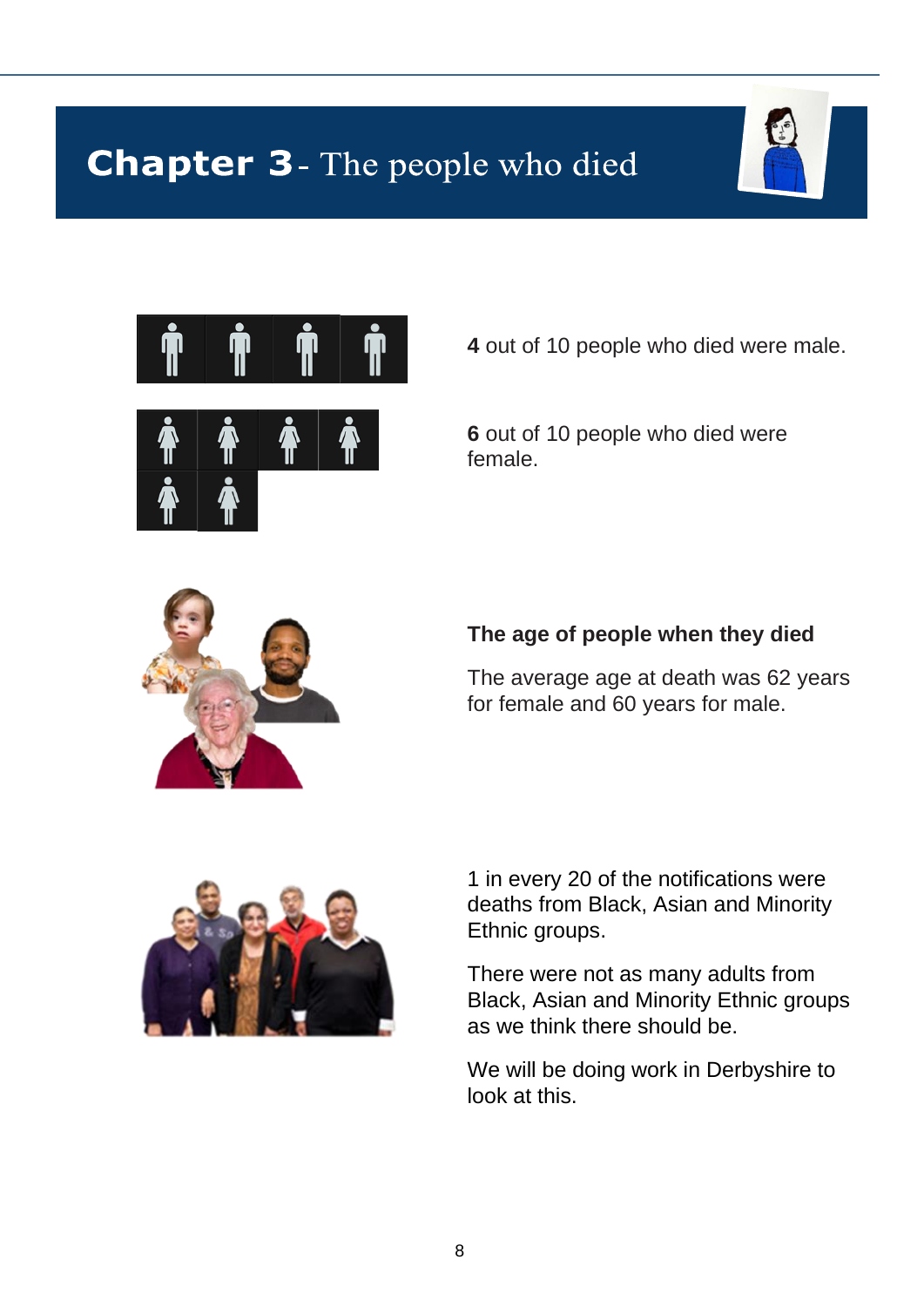# Chapter 3 - The people who died

**4** out of 10 people who died were male.

**6** out of 10 people who died were female.

**The age of people when they died**

The average age at death was 62 years for female and 60 years for male.

1 in every 20 of the notifications were deaths from Black, Asian and Minority Ethnic groups.

There were not as many adults from Black, Asian and Minority Ethnic groups as we think there should be.

We will be doing work in Derbyshire to look at this.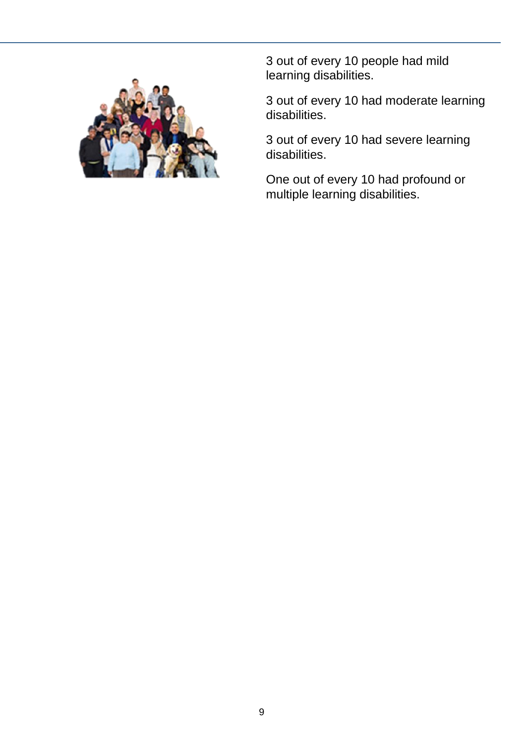3 out of every 10 people had mild learning disabilities.

3 out of every 10 had moderate learning disabilities.

3 out of every 10 had severe learning disabilities.

One out of every 10 had profound or multiple learning disabilities.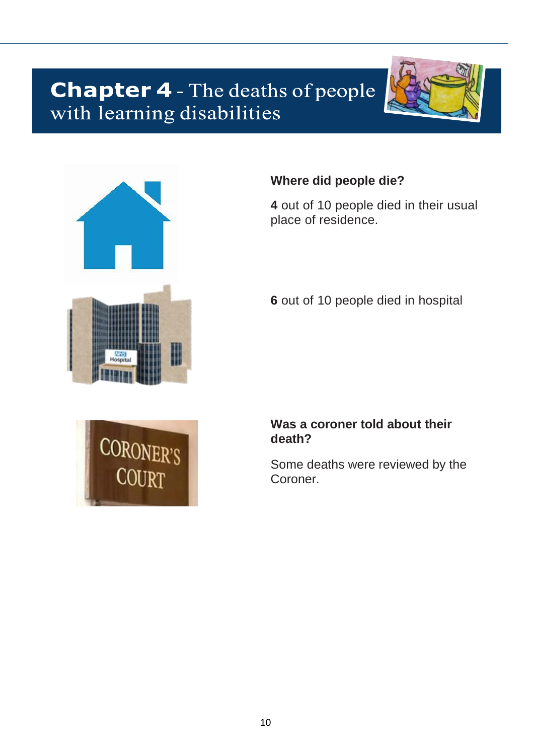# **Chapter 4** - The deaths of people with learning disabilities

**Where did people die?**

**4** out of 10 people died in their usual place of residence.

**6** out of 10 people died in hospital

**Was a coroner told about their death?**

Some deaths were reviewed by the Coroner.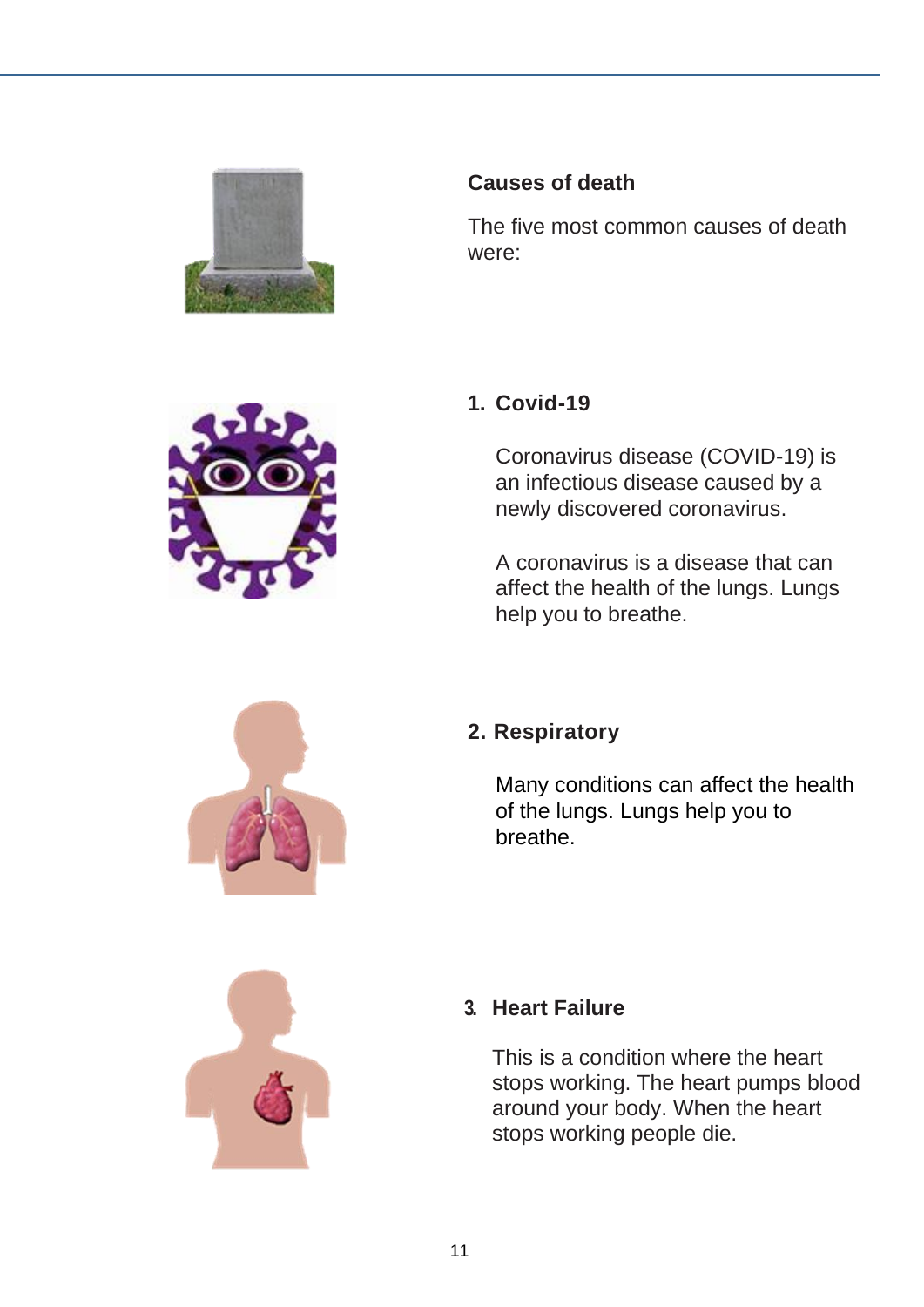## Causes of death

The five most common causes of death were:

### 1. Covid-19

Coronavirus disease (COVID-19) is an infectious disease caused by a newly discovered coronavirus.

A coronavirus is a disease that can affect the health of the lungs. Lungs help you to breathe.

### 2. Respiratory

Many conditions can affect the health of the lungs. Lungs help you to breathe.

### 3. Heart Failure

This is a condition where the heart stops working. The heart pumps blood around your body. When the heart stops working people die.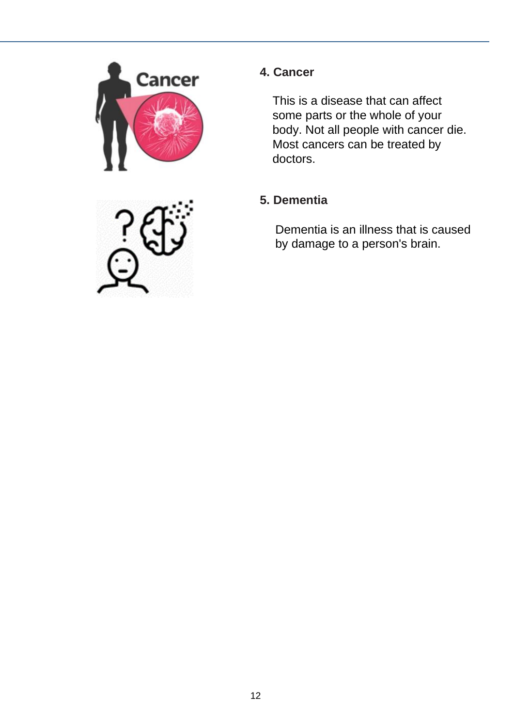**4. Cancer**

This is a disease that can affect some parts or the whole of your body. Not all people with cancer die. Most cancers can be treated by doctors.

**5. Dementia**

Dementia is an illness that is caused by damage to a person's brain.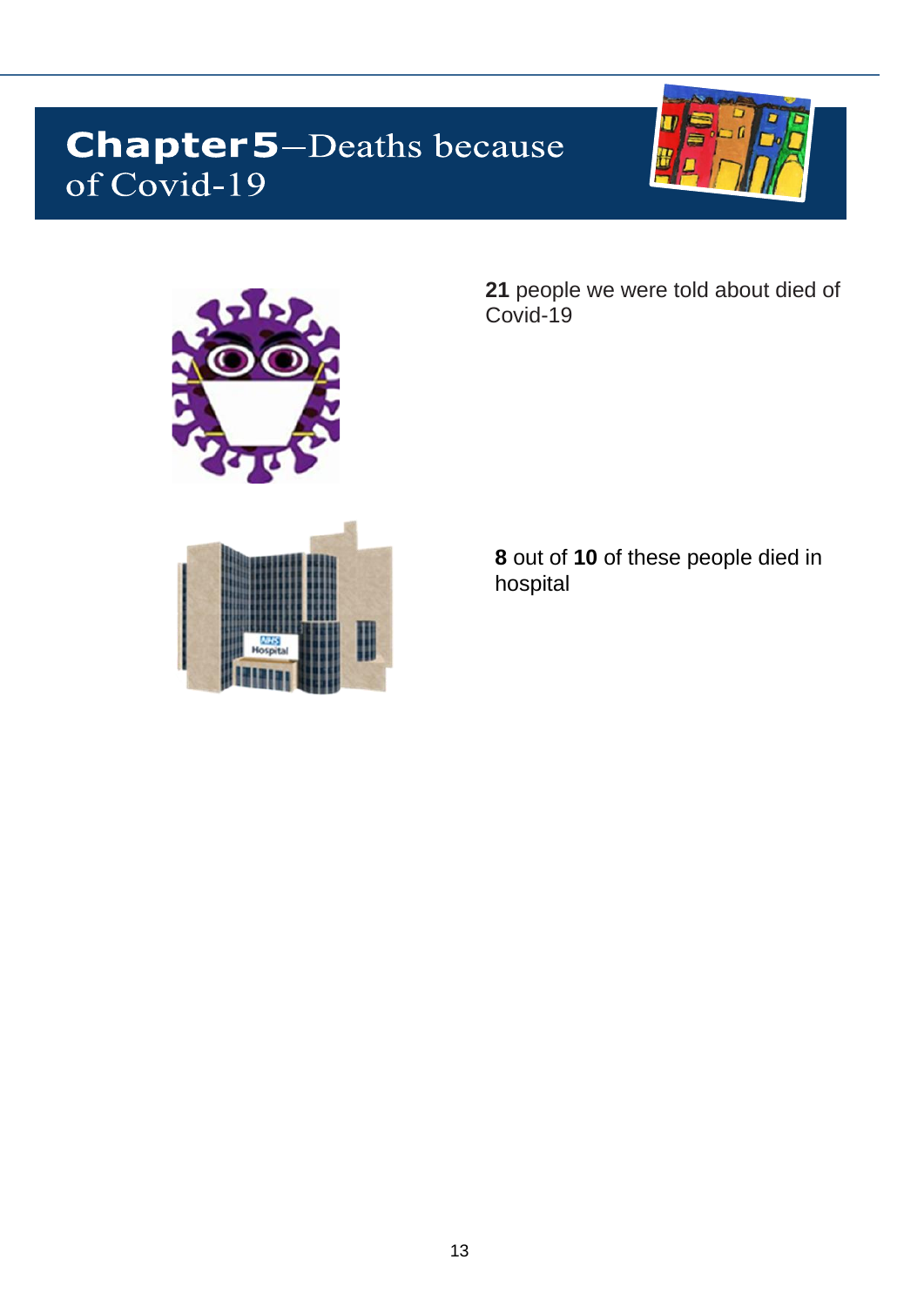# Chapter 5 – Deaths because of Covid-19

**21** people we were told about died of Covid-19

**8** out of **10** of these people died in hospital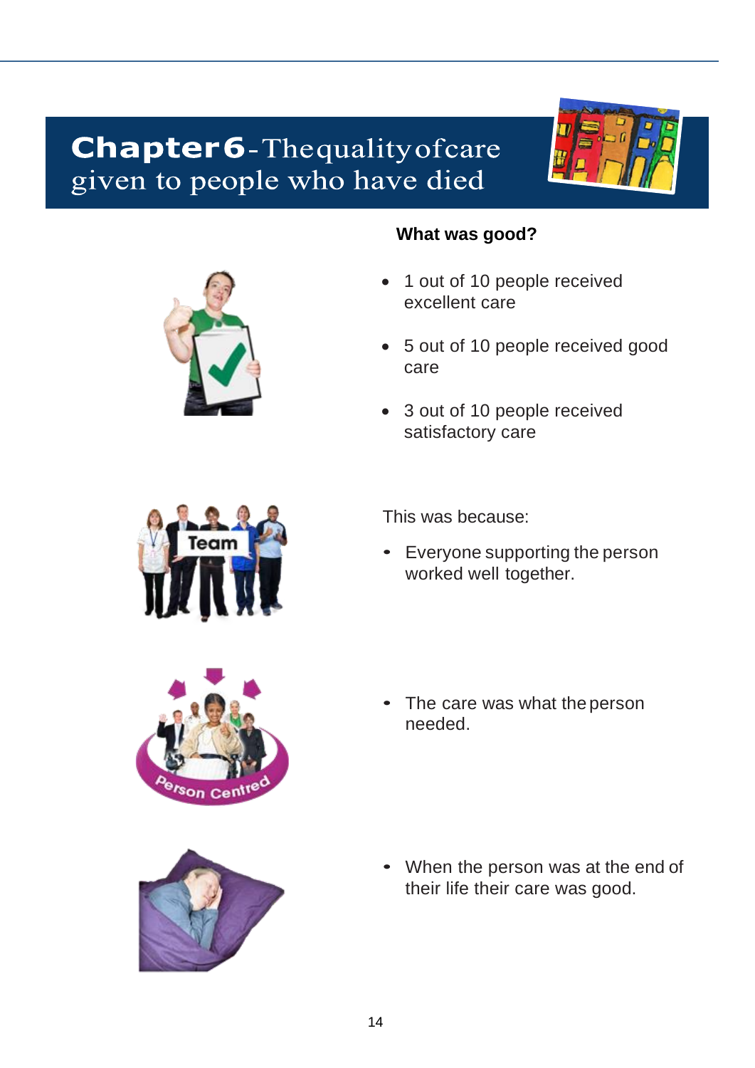# Chapter 6 - The quality of care given to people who have died

**What was good?**

- 1 out of 10 people received excellent care
- 5 out of 10 people received good care
- 3 out of 10 people received satisfactory care

This was because:

- Everyone supporting the person worked well together.
- The care was what the person needed.
- When the person was at the end of their life their care was good.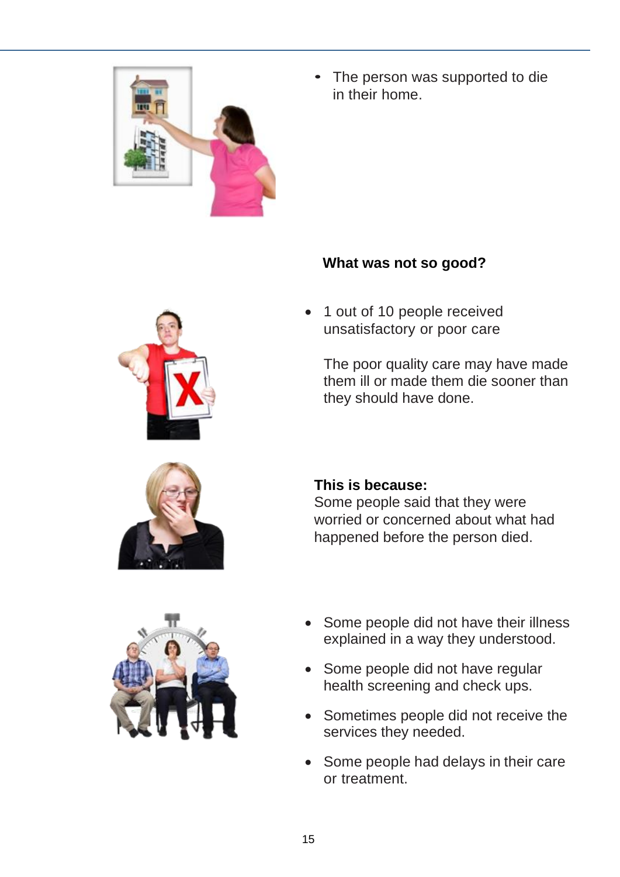- The person was supported to die in their home.

**What was not so good?**

- 1 out of 10 people received unsatisfactory or poor care

  The poor quality care may have made them ill or made them die sooner than they should have done.

**This is because:**
Some people said that they were worried or concerned about what had happened before the person died.

- Some people did not have their illness explained in a way they understood.
- Some people did not have regular health screening and check ups.
- Sometimes people did not receive the services they needed.
- Some people had delays in their care or treatment.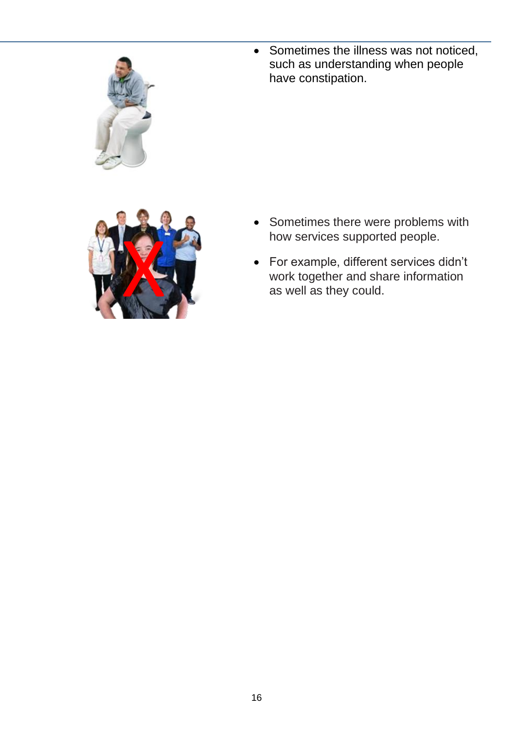- Sometimes the illness was not noticed, such as understanding when people have constipation.

- Sometimes there were problems with how services supported people.
- For example, different services didn't work together and share information as well as they could.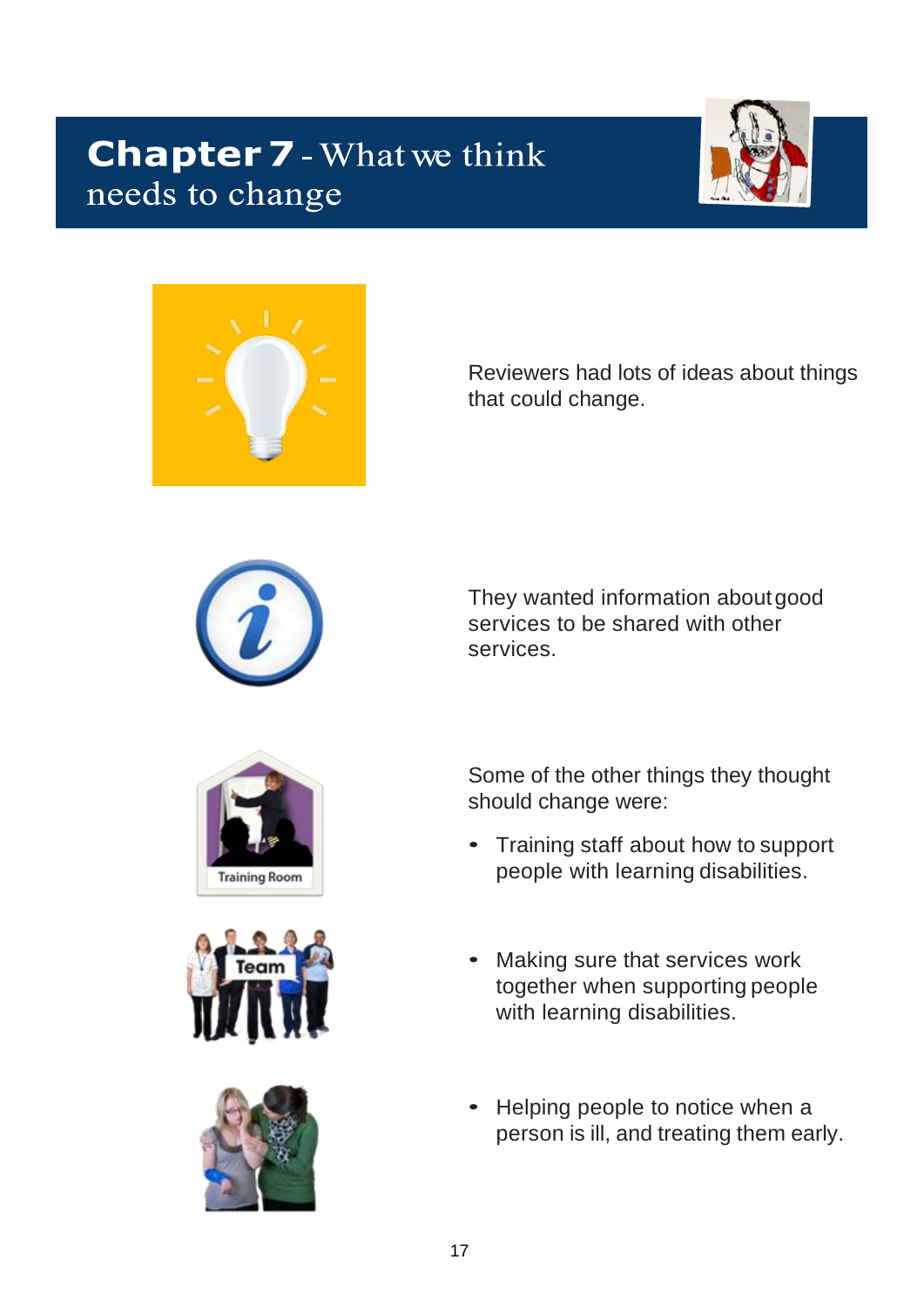# Chapter 7 - What we think needs to change

Reviewers had lots of ideas about things that could change.

They wanted information about good services to be shared with other services.

Some of the other things they thought should change were:

- Training staff about how to support people with learning disabilities.
- Making sure that services work together when supporting people with learning disabilities.
- Helping people to notice when a person is ill, and treating them early.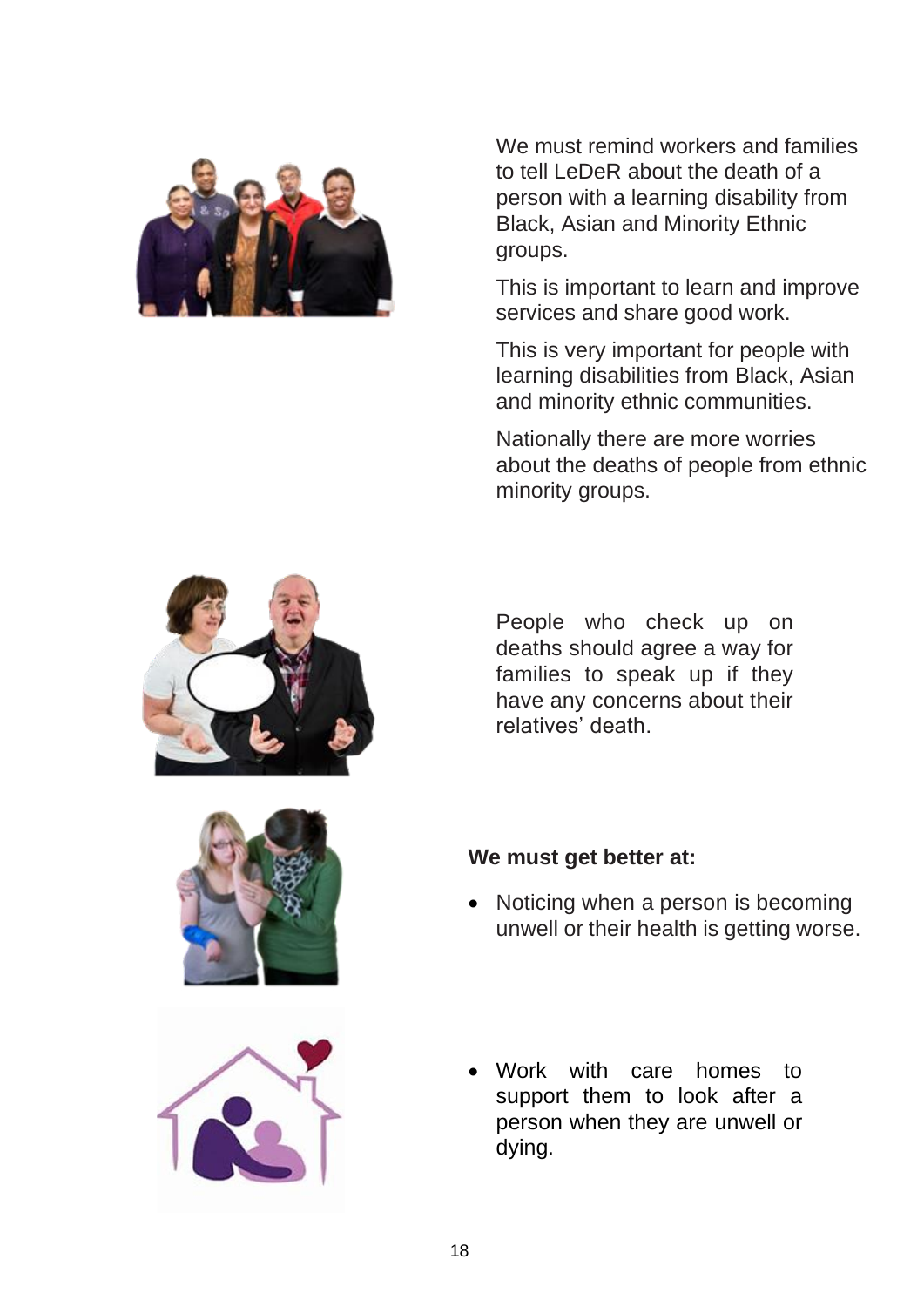We must remind workers and families to tell LeDeR about the death of a person with a learning disability from Black, Asian and Minority Ethnic groups.

This is important to learn and improve services and share good work.

This is very important for people with learning disabilities from Black, Asian and minority ethnic communities.

Nationally there are more worries about the deaths of people from ethnic minority groups.

People who check up on deaths should agree a way for families to speak up if they have any concerns about their relatives' death.

**We must get better at:**

- Noticing when a person is becoming unwell or their health is getting worse.
- Work with care homes to support them to look after a person when they are unwell or dying.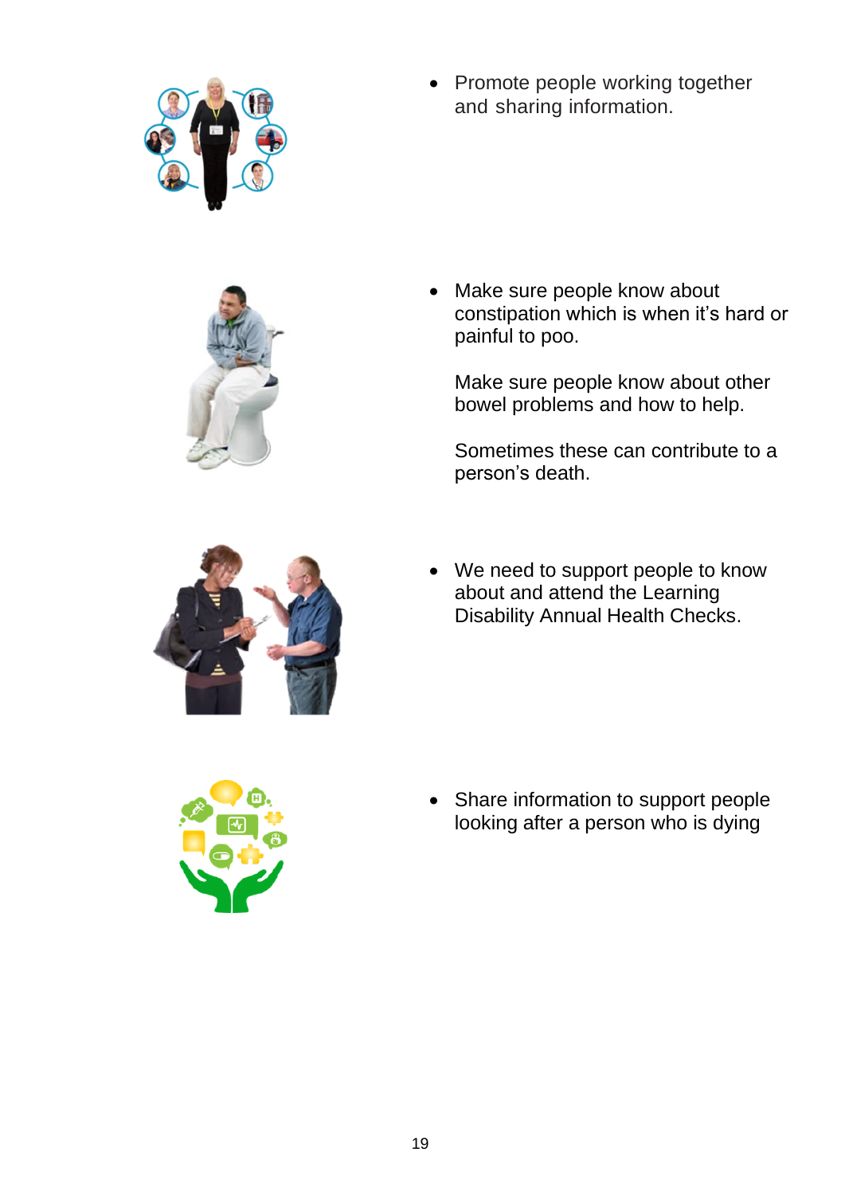- Promote people working together and sharing information.

- Make sure people know about constipation which is when it's hard or painful to poo.

  Make sure people know about other bowel problems and how to help.

  Sometimes these can contribute to a person's death.

- We need to support people to know about and attend the Learning Disability Annual Health Checks.

- Share information to support people looking after a person who is dying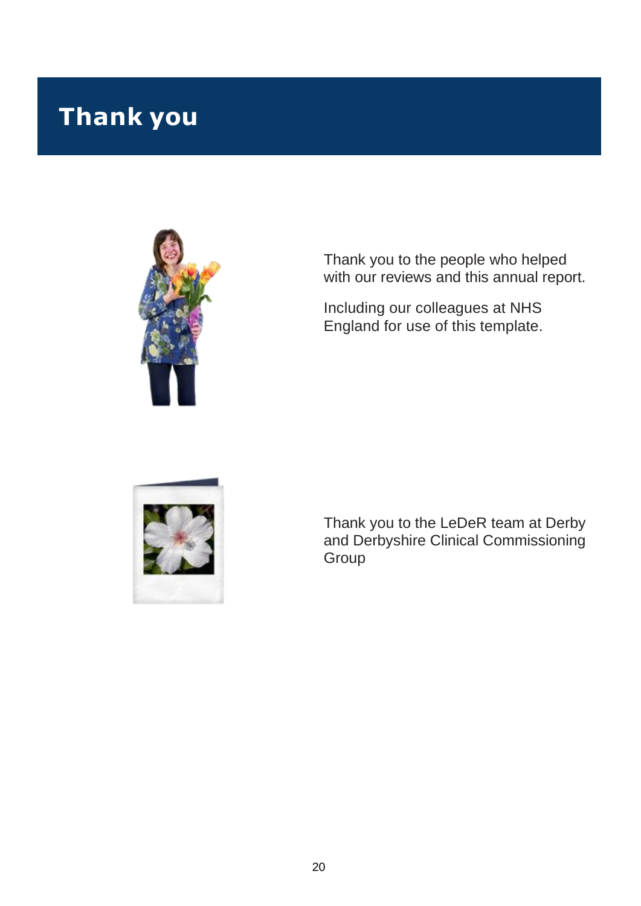# Thank you

Thank you to the people who helped with our reviews and this annual report.

Including our colleagues at NHS England for use of this template.

Thank you to the LeDeR team at Derby and Derbyshire Clinical Commissioning Group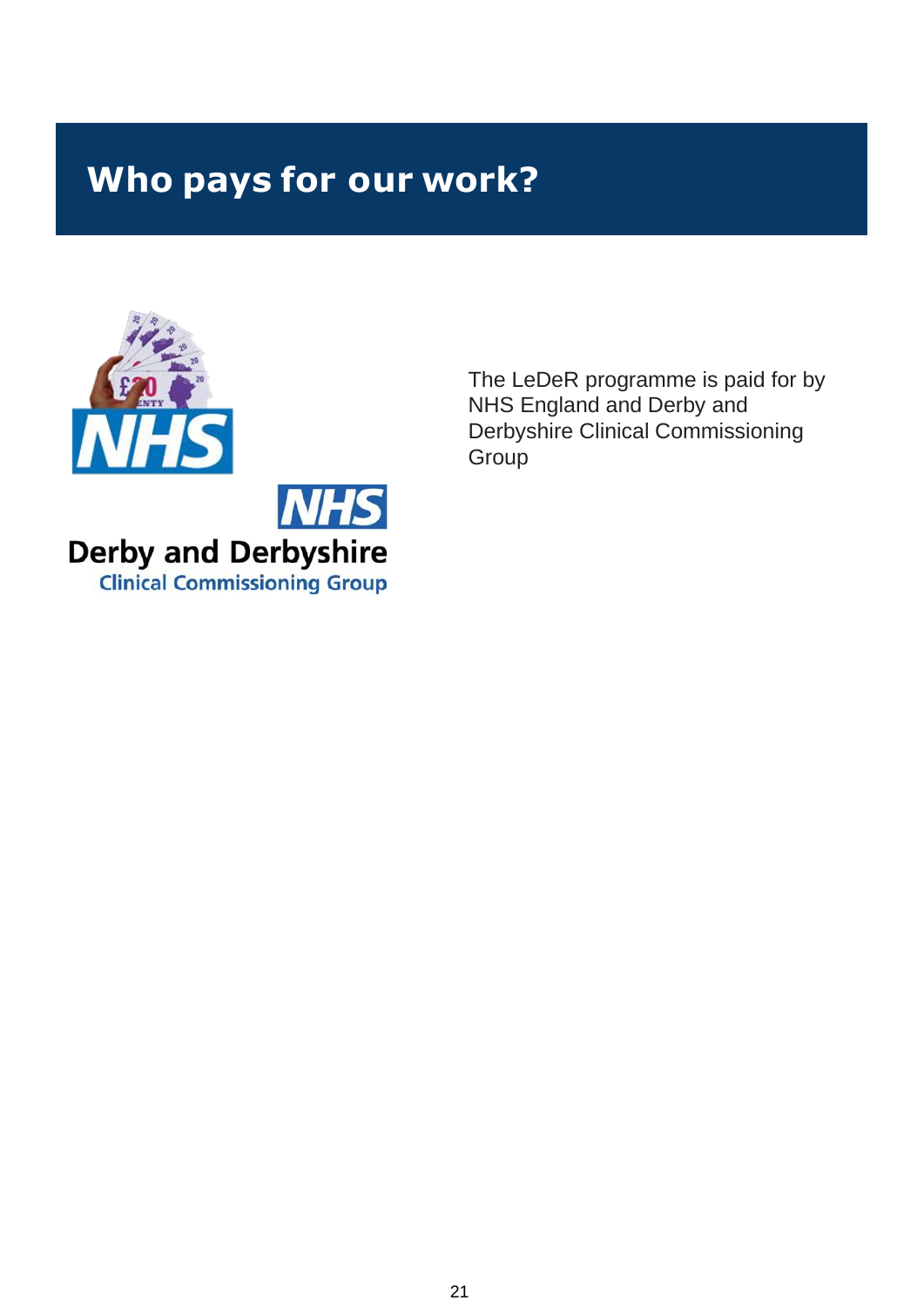# Who pays for our work?

The LeDeR programme is paid for by NHS England and Derby and Derbyshire Clinical Commissioning Group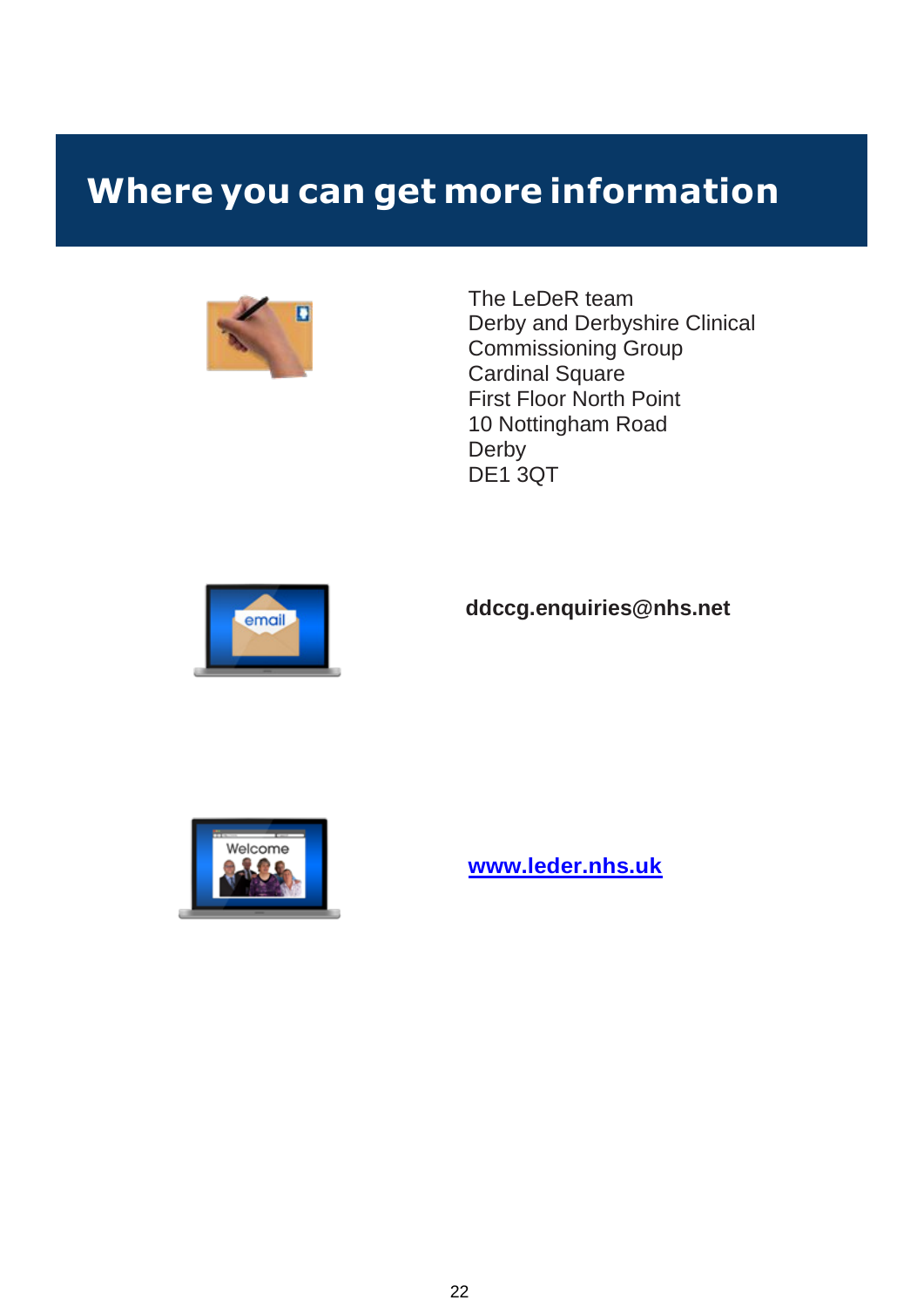# Where you can get more information

The LeDeR team
Derby and Derbyshire Clinical Commissioning Group
Cardinal Square
First Floor North Point
10 Nottingham Road
Derby
DE1 3QT

**ddccg.enquiries@nhs.net**

**www.leder.nhs.uk**